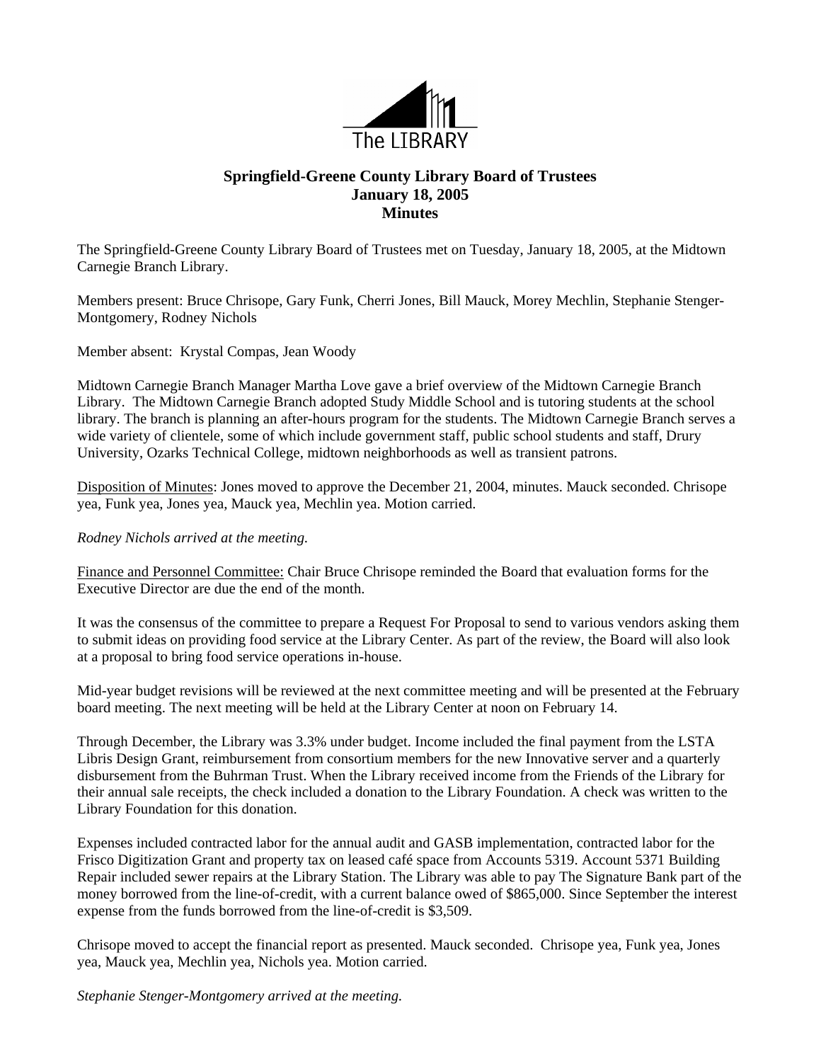The LIBRARY

**Springfield-Greene County Library Board of Trustees**
**January 18, 2005**
**Minutes**

The Springfield-Greene County Library Board of Trustees met on Tuesday, January 18, 2005, at the Midtown Carnegie Branch Library.

Members present: Bruce Chrisope, Gary Funk, Cherri Jones, Bill Mauck, Morey Mechlin, Stephanie Stenger-Montgomery, Rodney Nichols

Member absent: Krystal Compas, Jean Woody

Midtown Carnegie Branch Manager Martha Love gave a brief overview of the Midtown Carnegie Branch Library. The Midtown Carnegie Branch adopted Study Middle School and is tutoring students at the school library. The branch is planning an after-hours program for the students. The Midtown Carnegie Branch serves a wide variety of clientele, some of which include government staff, public school students and staff, Drury University, Ozarks Technical College, midtown neighborhoods as well as transient patrons.

Disposition of Minutes: Jones moved to approve the December 21, 2004, minutes. Mauck seconded. Chrisope yea, Funk yea, Jones yea, Mauck yea, Mechlin yea. Motion carried.

*Rodney Nichols arrived at the meeting.*

Finance and Personnel Committee: Chair Bruce Chrisope reminded the Board that evaluation forms for the Executive Director are due the end of the month.

It was the consensus of the committee to prepare a Request For Proposal to send to various vendors asking them to submit ideas on providing food service at the Library Center. As part of the review, the Board will also look at a proposal to bring food service operations in-house.

Mid-year budget revisions will be reviewed at the next committee meeting and will be presented at the February board meeting. The next meeting will be held at the Library Center at noon on February 14.

Through December, the Library was 3.3% under budget. Income included the final payment from the LSTA Libris Design Grant, reimbursement from consortium members for the new Innovative server and a quarterly disbursement from the Buhrman Trust. When the Library received income from the Friends of the Library for their annual sale receipts, the check included a donation to the Library Foundation. A check was written to the Library Foundation for this donation.

Expenses included contracted labor for the annual audit and GASB implementation, contracted labor for the Frisco Digitization Grant and property tax on leased café space from Accounts 5319. Account 5371 Building Repair included sewer repairs at the Library Station. The Library was able to pay The Signature Bank part of the money borrowed from the line-of-credit, with a current balance owed of $865,000. Since September the interest expense from the funds borrowed from the line-of-credit is $3,509.

Chrisope moved to accept the financial report as presented. Mauck seconded. Chrisope yea, Funk yea, Jones yea, Mauck yea, Mechlin yea, Nichols yea. Motion carried.

*Stephanie Stenger-Montgomery arrived at the meeting.*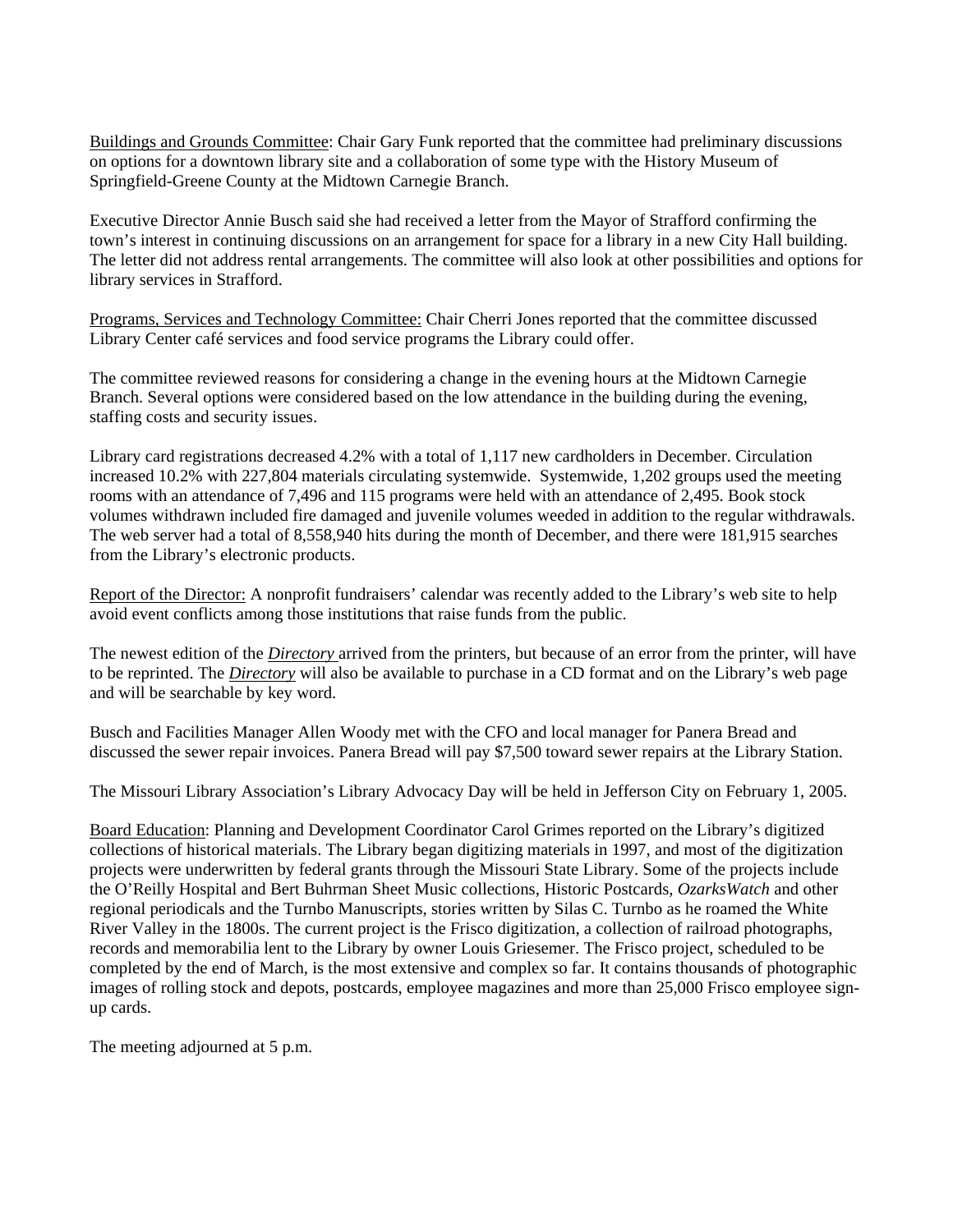Buildings and Grounds Committee: Chair Gary Funk reported that the committee had preliminary discussions on options for a downtown library site and a collaboration of some type with the History Museum of Springfield-Greene County at the Midtown Carnegie Branch.

Executive Director Annie Busch said she had received a letter from the Mayor of Strafford confirming the town's interest in continuing discussions on an arrangement for space for a library in a new City Hall building. The letter did not address rental arrangements. The committee will also look at other possibilities and options for library services in Strafford.

Programs, Services and Technology Committee: Chair Cherri Jones reported that the committee discussed Library Center café services and food service programs the Library could offer.

The committee reviewed reasons for considering a change in the evening hours at the Midtown Carnegie Branch. Several options were considered based on the low attendance in the building during the evening, staffing costs and security issues.

Library card registrations decreased 4.2% with a total of 1,117 new cardholders in December. Circulation increased 10.2% with 227,804 materials circulating systemwide. Systemwide, 1,202 groups used the meeting rooms with an attendance of 7,496 and 115 programs were held with an attendance of 2,495. Book stock volumes withdrawn included fire damaged and juvenile volumes weeded in addition to the regular withdrawals. The web server had a total of 8,558,940 hits during the month of December, and there were 181,915 searches from the Library's electronic products.

Report of the Director: A nonprofit fundraisers' calendar was recently added to the Library's web site to help avoid event conflicts among those institutions that raise funds from the public.

The newest edition of the ***Directory*** arrived from the printers, but because of an error from the printer, will have to be reprinted. The ***Directory*** will also be available to purchase in a CD format and on the Library's web page and will be searchable by key word.

Busch and Facilities Manager Allen Woody met with the CFO and local manager for Panera Bread and discussed the sewer repair invoices. Panera Bread will pay $7,500 toward sewer repairs at the Library Station.

The Missouri Library Association's Library Advocacy Day will be held in Jefferson City on February 1, 2005.

Board Education: Planning and Development Coordinator Carol Grimes reported on the Library's digitized collections of historical materials. The Library began digitizing materials in 1997, and most of the digitization projects were underwritten by federal grants through the Missouri State Library. Some of the projects include the O'Reilly Hospital and Bert Buhrman Sheet Music collections, Historic Postcards, *OzarksWatch* and other regional periodicals and the Turnbo Manuscripts, stories written by Silas C. Turnbo as he roamed the White River Valley in the 1800s. The current project is the Frisco digitization, a collection of railroad photographs, records and memorabilia lent to the Library by owner Louis Griesemer. The Frisco project, scheduled to be completed by the end of March, is the most extensive and complex so far. It contains thousands of photographic images of rolling stock and depots, postcards, employee magazines and more than 25,000 Frisco employee sign-up cards.

The meeting adjourned at 5 p.m.